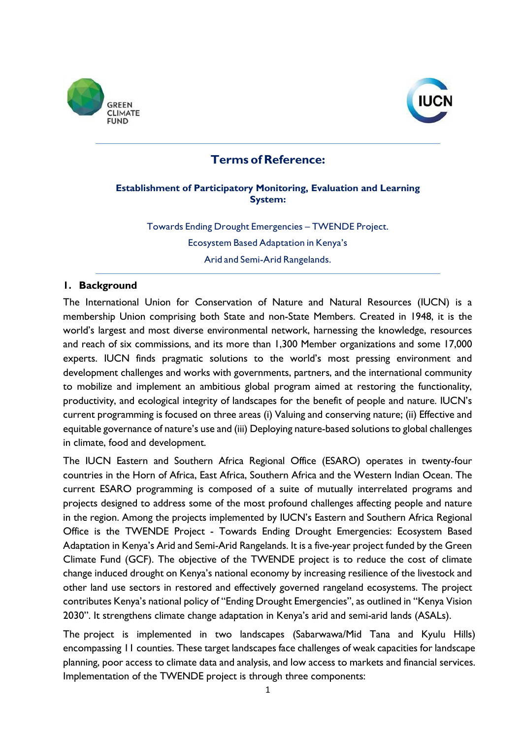# Terms of Reference:

**Establishment of Participatory Monitoring, Evaluation and Learning System:**

Towards Ending Drought Emergencies – TWENDE Project.

Ecosystem Based Adaptation in Kenya's

Arid and Semi-Arid Rangelands.

## 1. Background

The International Union for Conservation of Nature and Natural Resources (IUCN) is a membership Union comprising both State and non-State Members. Created in 1948, it is the world's largest and most diverse environmental network, harnessing the knowledge, resources and reach of six commissions, and its more than 1,300 Member organizations and some 17,000 experts. IUCN finds pragmatic solutions to the world's most pressing environment and development challenges and works with governments, partners, and the international community to mobilize and implement an ambitious global program aimed at restoring the functionality, productivity, and ecological integrity of landscapes for the benefit of people and nature. IUCN's current programming is focused on three areas (i) Valuing and conserving nature; (ii) Effective and equitable governance of nature's use and (iii) Deploying nature-based solutions to global challenges in climate, food and development.

The IUCN Eastern and Southern Africa Regional Office (ESARO) operates in twenty-four countries in the Horn of Africa, East Africa, Southern Africa and the Western Indian Ocean. The current ESARO programming is composed of a suite of mutually interrelated programs and projects designed to address some of the most profound challenges affecting people and nature in the region. Among the projects implemented by IUCN's Eastern and Southern Africa Regional Office is the TWENDE Project - Towards Ending Drought Emergencies: Ecosystem Based Adaptation in Kenya's Arid and Semi-Arid Rangelands. It is a five-year project funded by the Green Climate Fund (GCF). The objective of the TWENDE project is to reduce the cost of climate change induced drought on Kenya's national economy by increasing resilience of the livestock and other land use sectors in restored and effectively governed rangeland ecosystems. The project contributes Kenya's national policy of "Ending Drought Emergencies", as outlined in "Kenya Vision 2030". It strengthens climate change adaptation in Kenya's arid and semi-arid lands (ASALs).

The project is implemented in two landscapes (Sabarwawa/Mid Tana and Kyulu Hills) encompassing 11 counties. These target landscapes face challenges of weak capacities for landscape planning, poor access to climate data and analysis, and low access to markets and financial services. Implementation of the TWENDE project is through three components: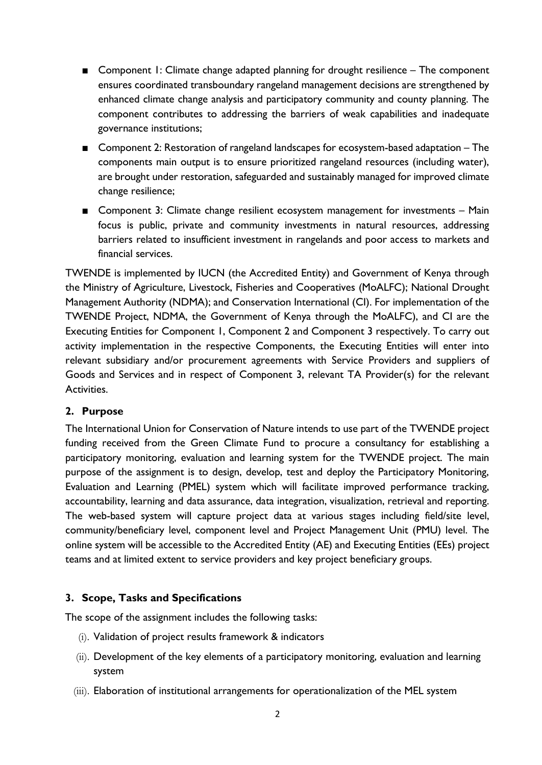- Component 1: Climate change adapted planning for drought resilience – The component ensures coordinated transboundary rangeland management decisions are strengthened by enhanced climate change analysis and participatory community and county planning. The component contributes to addressing the barriers of weak capabilities and inadequate governance institutions;
- Component 2: Restoration of rangeland landscapes for ecosystem-based adaptation – The components main output is to ensure prioritized rangeland resources (including water), are brought under restoration, safeguarded and sustainably managed for improved climate change resilience;
- Component 3: Climate change resilient ecosystem management for investments – Main focus is public, private and community investments in natural resources, addressing barriers related to insufficient investment in rangelands and poor access to markets and financial services.

TWENDE is implemented by IUCN (the Accredited Entity) and Government of Kenya through the Ministry of Agriculture, Livestock, Fisheries and Cooperatives (MoALFC); National Drought Management Authority (NDMA); and Conservation International (CI). For implementation of the TWENDE Project, NDMA, the Government of Kenya through the MoALFC), and CI are the Executing Entities for Component 1, Component 2 and Component 3 respectively. To carry out activity implementation in the respective Components, the Executing Entities will enter into relevant subsidiary and/or procurement agreements with Service Providers and suppliers of Goods and Services and in respect of Component 3, relevant TA Provider(s) for the relevant Activities.

## 2. Purpose

The International Union for Conservation of Nature intends to use part of the TWENDE project funding received from the Green Climate Fund to procure a consultancy for establishing a participatory monitoring, evaluation and learning system for the TWENDE project. The main purpose of the assignment is to design, develop, test and deploy the Participatory Monitoring, Evaluation and Learning (PMEL) system which will facilitate improved performance tracking, accountability, learning and data assurance, data integration, visualization, retrieval and reporting. The web-based system will capture project data at various stages including field/site level, community/beneficiary level, component level and Project Management Unit (PMU) level. The online system will be accessible to the Accredited Entity (AE) and Executing Entities (EEs) project teams and at limited extent to service providers and key project beneficiary groups.

## 3. Scope, Tasks and Specifications

The scope of the assignment includes the following tasks:

(i). Validation of project results framework & indicators

(ii). Development of the key elements of a participatory monitoring, evaluation and learning system

(iii). Elaboration of institutional arrangements for operationalization of the MEL system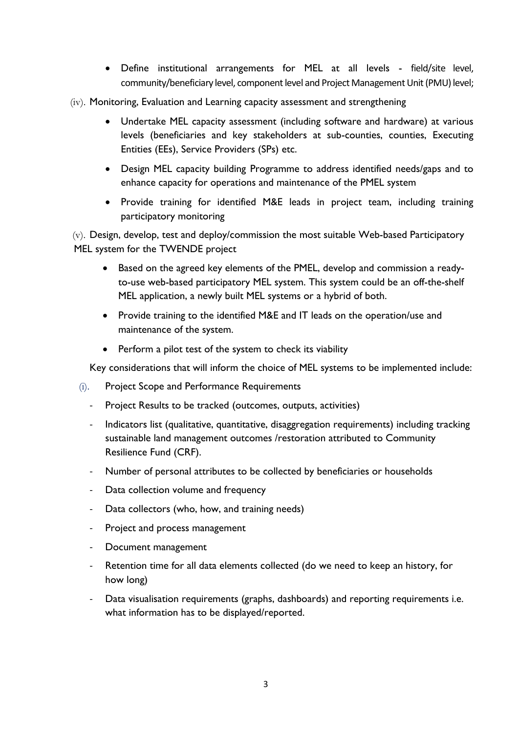- Define institutional arrangements for MEL at all levels - field/site level, community/beneficiary level, component level and Project Management Unit (PMU) level;

(iv). Monitoring, Evaluation and Learning capacity assessment and strengthening

- Undertake MEL capacity assessment (including software and hardware) at various levels (beneficiaries and key stakeholders at sub-counties, counties, Executing Entities (EEs), Service Providers (SPs) etc.
- Design MEL capacity building Programme to address identified needs/gaps and to enhance capacity for operations and maintenance of the PMEL system
- Provide training for identified M&E leads in project team, including training participatory monitoring

(v). Design, develop, test and deploy/commission the most suitable Web-based Participatory MEL system for the TWENDE project

- Based on the agreed key elements of the PMEL, develop and commission a ready-to-use web-based participatory MEL system. This system could be an off-the-shelf MEL application, a newly built MEL systems or a hybrid of both.
- Provide training to the identified M&E and IT leads on the operation/use and maintenance of the system.
- Perform a pilot test of the system to check its viability

Key considerations that will inform the choice of MEL systems to be implemented include:

(i). Project Scope and Performance Requirements

- Project Results to be tracked (outcomes, outputs, activities)
- Indicators list (qualitative, quantitative, disaggregation requirements) including tracking sustainable land management outcomes /restoration attributed to Community Resilience Fund (CRF).
- Number of personal attributes to be collected by beneficiaries or households
- Data collection volume and frequency
- Data collectors (who, how, and training needs)
- Project and process management
- Document management
- Retention time for all data elements collected (do we need to keep an history, for how long)
- Data visualisation requirements (graphs, dashboards) and reporting requirements i.e. what information has to be displayed/reported.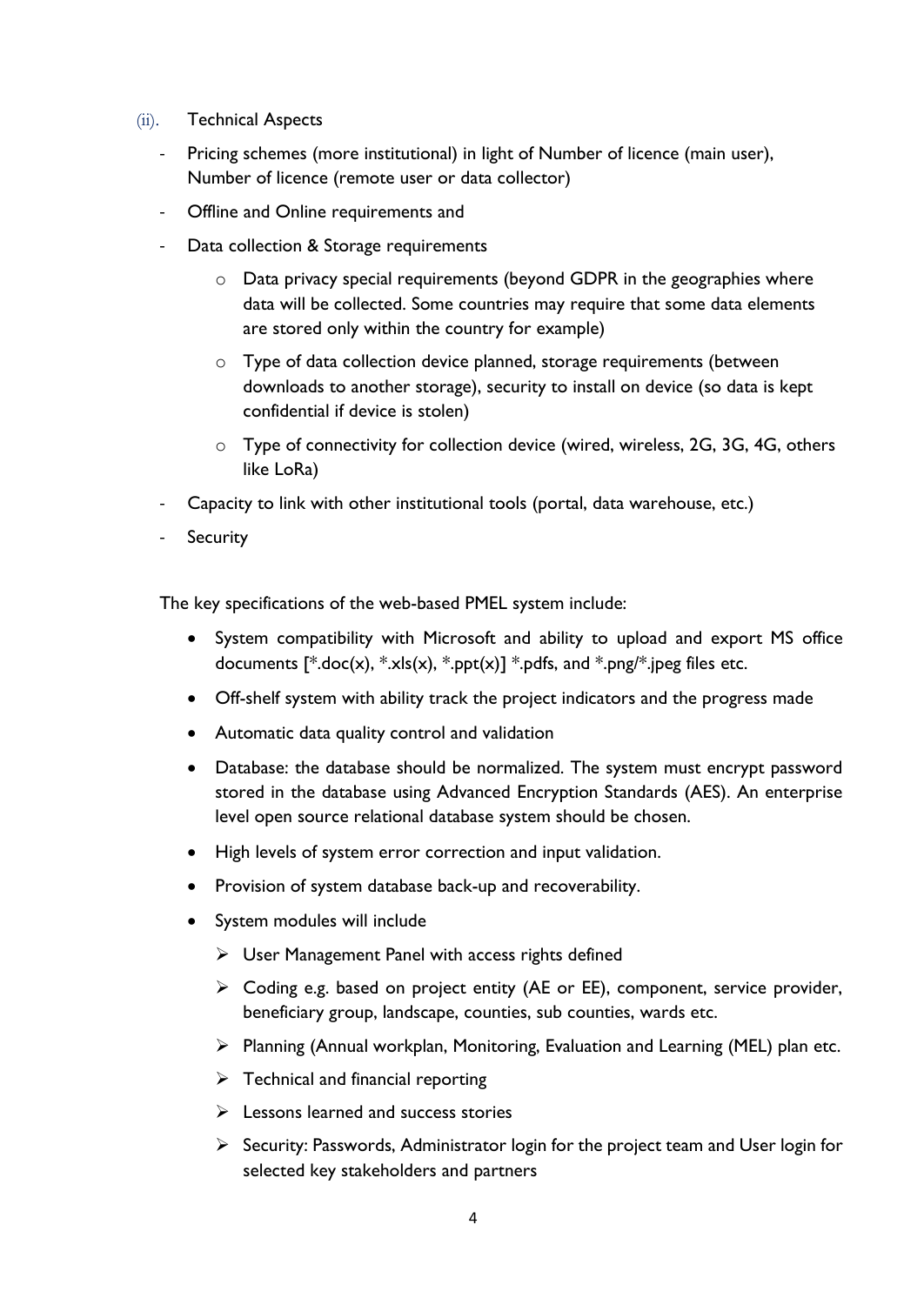(ii). Technical Aspects

- Pricing schemes (more institutional) in light of Number of licence (main user), Number of licence (remote user or data collector)
- Offline and Online requirements and
- Data collection & Storage requirements
  - Data privacy special requirements (beyond GDPR in the geographies where data will be collected. Some countries may require that some data elements are stored only within the country for example)
  - Type of data collection device planned, storage requirements (between downloads to another storage), security to install on device (so data is kept confidential if device is stolen)
  - Type of connectivity for collection device (wired, wireless, 2G, 3G, 4G, others like LoRa)
- Capacity to link with other institutional tools (portal, data warehouse, etc.)
- Security

The key specifications of the web-based PMEL system include:

- System compatibility with Microsoft and ability to upload and export MS office documents [*.doc(x), *.xls(x), *.ppt(x)] *.pdfs, and *.png/*.jpeg files etc.
- Off-shelf system with ability track the project indicators and the progress made
- Automatic data quality control and validation
- Database: the database should be normalized. The system must encrypt password stored in the database using Advanced Encryption Standards (AES). An enterprise level open source relational database system should be chosen.
- High levels of system error correction and input validation.
- Provision of system database back-up and recoverability.
- System modules will include
  - User Management Panel with access rights defined
  - Coding e.g. based on project entity (AE or EE), component, service provider, beneficiary group, landscape, counties, sub counties, wards etc.
  - Planning (Annual workplan, Monitoring, Evaluation and Learning (MEL) plan etc.
  - Technical and financial reporting
  - Lessons learned and success stories
  - Security: Passwords, Administrator login for the project team and User login for selected key stakeholders and partners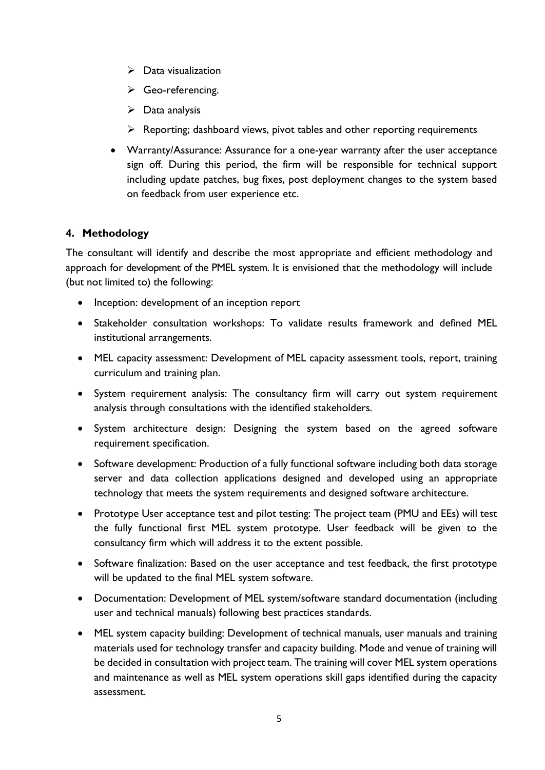- Data visualization
    - Geo-referencing.
    - Data analysis
    - Reporting; dashboard views, pivot tables and other reporting requirements
- Warranty/Assurance: Assurance for a one-year warranty after the user acceptance sign off. During this period, the firm will be responsible for technical support including update patches, bug fixes, post deployment changes to the system based on feedback from user experience etc.

## 4. Methodology

The consultant will identify and describe the most appropriate and efficient methodology and approach for development of the PMEL system. It is envisioned that the methodology will include (but not limited to) the following:

- Inception: development of an inception report
- Stakeholder consultation workshops: To validate results framework and defined MEL institutional arrangements.
- MEL capacity assessment: Development of MEL capacity assessment tools, report, training curriculum and training plan.
- System requirement analysis: The consultancy firm will carry out system requirement analysis through consultations with the identified stakeholders.
- System architecture design: Designing the system based on the agreed software requirement specification.
- Software development: Production of a fully functional software including both data storage server and data collection applications designed and developed using an appropriate technology that meets the system requirements and designed software architecture.
- Prototype User acceptance test and pilot testing: The project team (PMU and EEs) will test the fully functional first MEL system prototype. User feedback will be given to the consultancy firm which will address it to the extent possible.
- Software finalization: Based on the user acceptance and test feedback, the first prototype will be updated to the final MEL system software.
- Documentation: Development of MEL system/software standard documentation (including user and technical manuals) following best practices standards.
- MEL system capacity building: Development of technical manuals, user manuals and training materials used for technology transfer and capacity building. Mode and venue of training will be decided in consultation with project team. The training will cover MEL system operations and maintenance as well as MEL system operations skill gaps identified during the capacity assessment.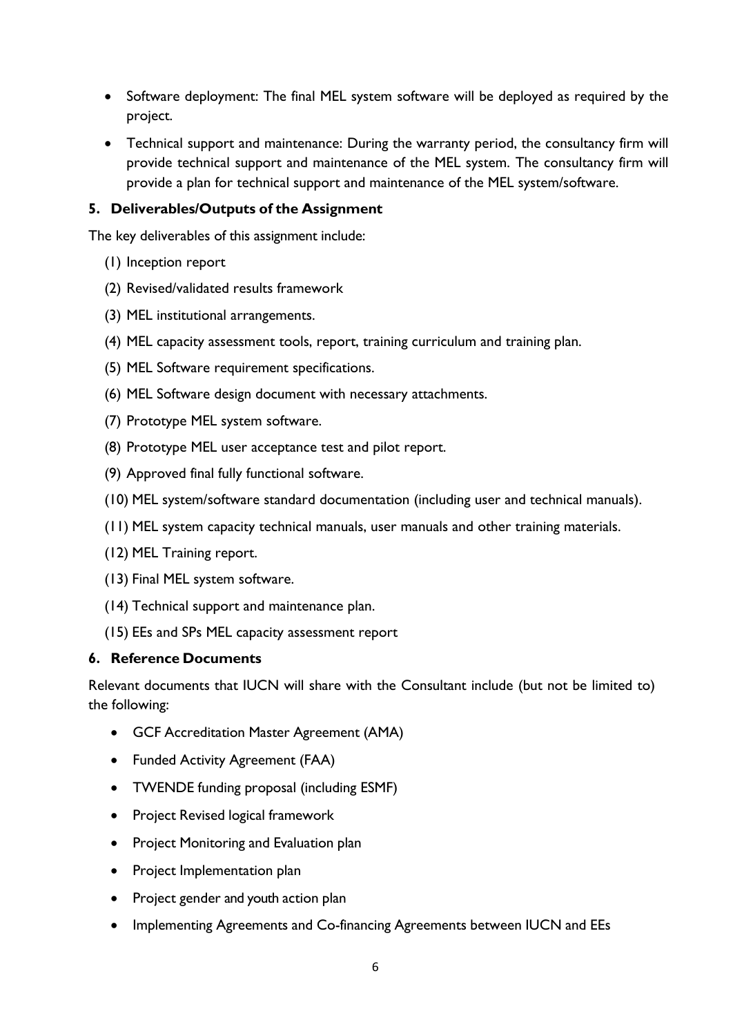- Software deployment: The final MEL system software will be deployed as required by the project.
- Technical support and maintenance: During the warranty period, the consultancy firm will provide technical support and maintenance of the MEL system. The consultancy firm will provide a plan for technical support and maintenance of the MEL system/software.

## 5. Deliverables/Outputs of the Assignment

The key deliverables of this assignment include:

(1) Inception report

(2) Revised/validated results framework

(3) MEL institutional arrangements.

(4) MEL capacity assessment tools, report, training curriculum and training plan.

(5) MEL Software requirement specifications.

(6) MEL Software design document with necessary attachments.

(7) Prototype MEL system software.

(8) Prototype MEL user acceptance test and pilot report.

(9) Approved final fully functional software.

(10) MEL system/software standard documentation (including user and technical manuals).

(11) MEL system capacity technical manuals, user manuals and other training materials.

(12) MEL Training report.

(13) Final MEL system software.

(14) Technical support and maintenance plan.

(15) EEs and SPs MEL capacity assessment report

## 6. Reference Documents

Relevant documents that IUCN will share with the Consultant include (but not be limited to) the following:

- GCF Accreditation Master Agreement (AMA)
- Funded Activity Agreement (FAA)
- TWENDE funding proposal (including ESMF)
- Project Revised logical framework
- Project Monitoring and Evaluation plan
- Project Implementation plan
- Project gender and youth action plan
- Implementing Agreements and Co-financing Agreements between IUCN and EEs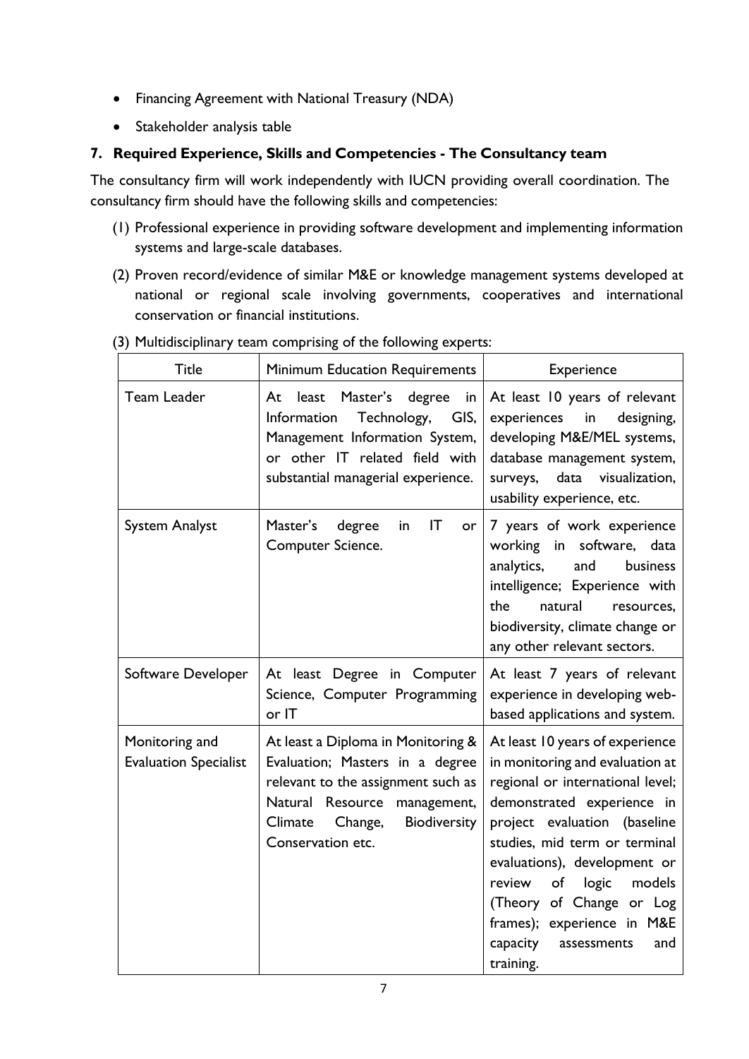- Financing Agreement with National Treasury (NDA)
- Stakeholder analysis table

## 7. Required Experience, Skills and Competencies - The Consultancy team

The consultancy firm will work independently with IUCN providing overall coordination. The consultancy firm should have the following skills and competencies:

(1) Professional experience in providing software development and implementing information systems and large-scale databases.

(2) Proven record/evidence of similar M&E or knowledge management systems developed at national or regional scale involving governments, cooperatives and international conservation or financial institutions.

(3) Multidisciplinary team comprising of the following experts:

| Title | Minimum Education Requirements | Experience |
|---|---|---|
| Team Leader | At least Master's degree in Information Technology, GIS, Management Information System, or other IT related field with substantial managerial experience. | At least 10 years of relevant experiences in designing, developing M&E/MEL systems, database management system, surveys, data visualization, usability experience, etc. |
| System Analyst | Master's degree in IT or Computer Science. | 7 years of work experience working in software, data analytics, and business intelligence; Experience with the natural resources, biodiversity, climate change or any other relevant sectors. |
| Software Developer | At least Degree in Computer Science, Computer Programming or IT | At least 7 years of relevant experience in developing web-based applications and system. |
| Monitoring and Evaluation Specialist | At least a Diploma in Monitoring & Evaluation; Masters in a degree relevant to the assignment such as Natural Resource management, Climate Change, Biodiversity Conservation etc. | At least 10 years of experience in monitoring and evaluation at regional or international level; demonstrated experience in project evaluation (baseline studies, mid term or terminal evaluations), development or review of logic models (Theory of Change or Log frames); experience in M&E capacity assessments and training. |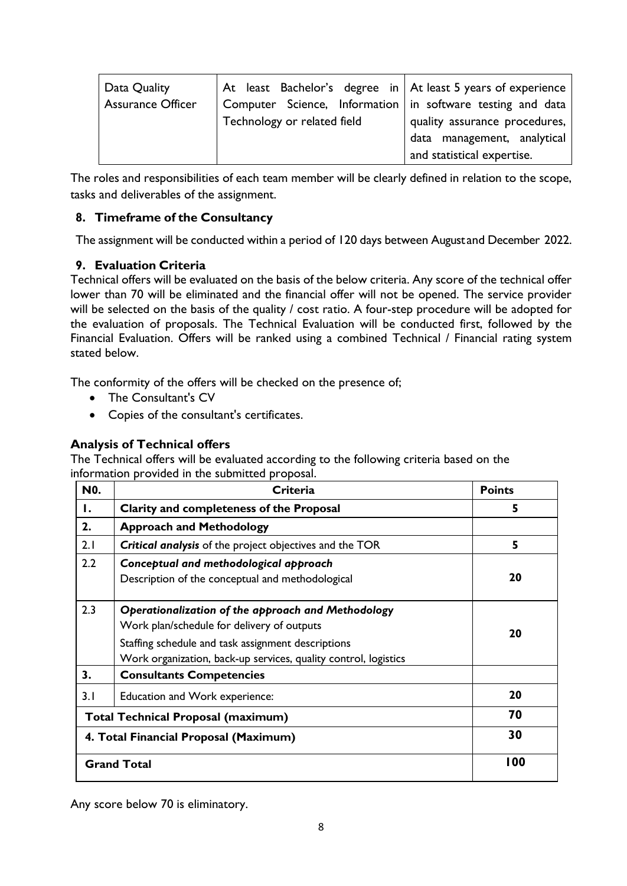| Data Quality Assurance Officer | At least Bachelor's degree in Computer Science, Information Technology or related field | At least 5 years of experience in software testing and data quality assurance procedures, data management, analytical and statistical expertise. |
|---|---|---|

The roles and responsibilities of each team member will be clearly defined in relation to the scope, tasks and deliverables of the assignment.

## 8. Timeframe of the Consultancy

The assignment will be conducted within a period of 120 days between August and December 2022.

## 9. Evaluation Criteria

Technical offers will be evaluated on the basis of the below criteria. Any score of the technical offer lower than 70 will be eliminated and the financial offer will not be opened. The service provider will be selected on the basis of the quality / cost ratio. A four-step procedure will be adopted for the evaluation of proposals. The Technical Evaluation will be conducted first, followed by the Financial Evaluation. Offers will be ranked using a combined Technical / Financial rating system stated below.

The conformity of the offers will be checked on the presence of;

- The Consultant's CV
- Copies of the consultant's certificates.

### Analysis of Technical offers

The Technical offers will be evaluated according to the following criteria based on the information provided in the submitted proposal.

| N0. | Criteria | Points |
|---|---|---|
| **1.** | **Clarity and completeness of the Proposal** | **5** |
| **2.** | **Approach and Methodology** | |
| 2.1 | ***Critical analysis*** of the project objectives and the TOR | **5** |
| 2.2 | ***Conceptual and methodological approach***<br>Description of the conceptual and methodological | **20** |
| 2.3 | ***Operationalization of the approach and Methodology***<br>Work plan/schedule for delivery of outputs<br>Staffing schedule and task assignment descriptions<br>Work organization, back-up services, quality control, logistics | **20** |
| **3.** | **Consultants Competencies** | |
| 3.1 | Education and Work experience: | **20** |
| **Total Technical Proposal (maximum)** | | **70** |
| **4. Total Financial Proposal (Maximum)** | | **30** |
| **Grand Total** | | **100** |

Any score below 70 is eliminatory.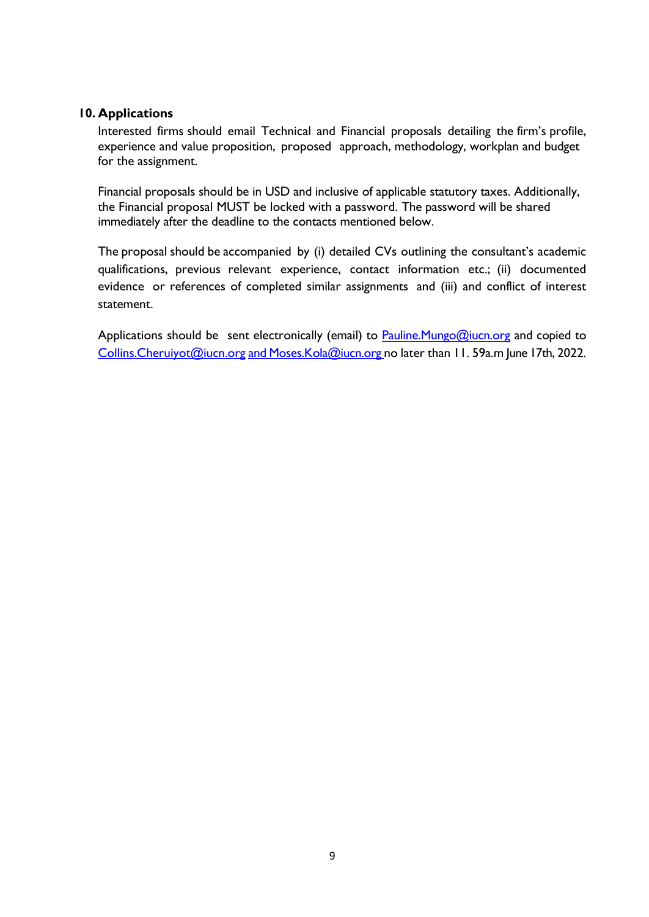## 10. Applications

Interested firms should email Technical and Financial proposals detailing the firm's profile, experience and value proposition, proposed approach, methodology, workplan and budget for the assignment.

Financial proposals should be in USD and inclusive of applicable statutory taxes. Additionally, the Financial proposal MUST be locked with a password. The password will be shared immediately after the deadline to the contacts mentioned below.

The proposal should be accompanied by (i) detailed CVs outlining the consultant's academic qualifications, previous relevant experience, contact information etc.; (ii) documented evidence or references of completed similar assignments and (iii) and conflict of interest statement.

Applications should be sent electronically (email) to Pauline.Mungo@iucn.org and copied to Collins.Cheruiyot@iucn.org and Moses.Kola@iucn.org no later than 11. 59a.m June 17th, 2022.